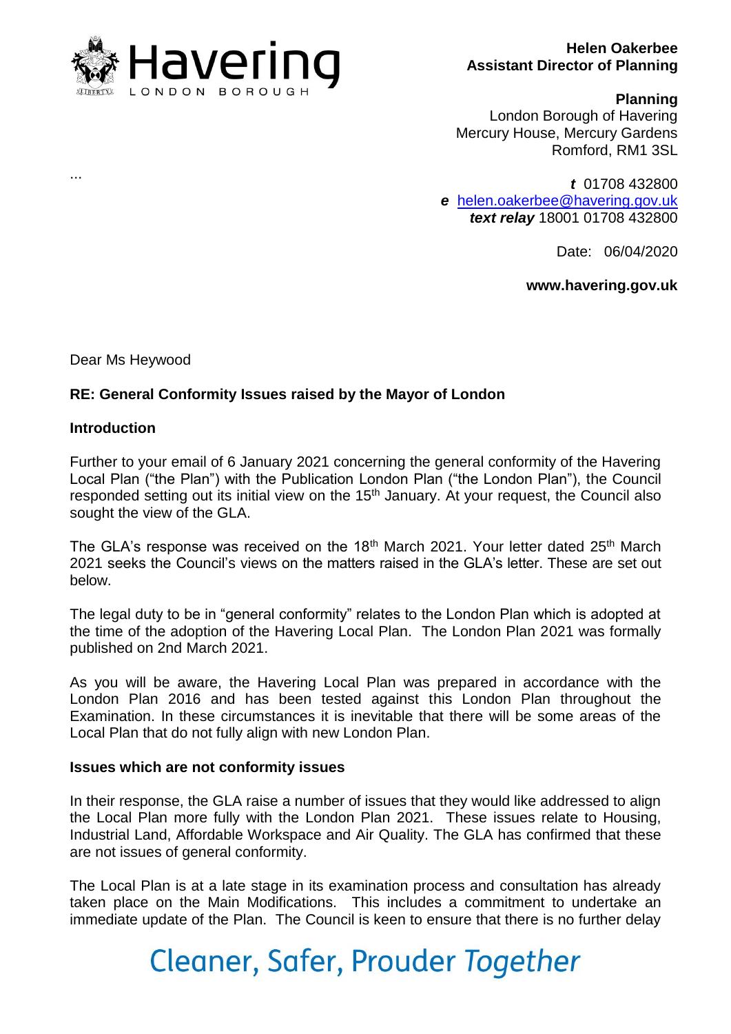Havering LONDON BOROUGH

**Helen Oakerbee**
**Assistant Director of Planning**

**Planning**
London Borough of Havering
Mercury House, Mercury Gardens
Romford, RM1 3SL

...

***t*** 01708 432800
***e*** helen.oakerbee@havering.gov.uk
***text relay*** 18001 01708 432800

Date: 06/04/2020

**www.havering.gov.uk**

Dear Ms Heywood

**RE: General Conformity Issues raised by the Mayor of London**

**Introduction**

Further to your email of 6 January 2021 concerning the general conformity of the Havering Local Plan ("the Plan") with the Publication London Plan ("the London Plan"), the Council responded setting out its initial view on the 15th January. At your request, the Council also sought the view of the GLA.

The GLA's response was received on the 18th March 2021. Your letter dated 25th March 2021 seeks the Council's views on the matters raised in the GLA's letter. These are set out below.

The legal duty to be in "general conformity" relates to the London Plan which is adopted at the time of the adoption of the Havering Local Plan. The London Plan 2021 was formally published on 2nd March 2021.

As you will be aware, the Havering Local Plan was prepared in accordance with the London Plan 2016 and has been tested against this London Plan throughout the Examination. In these circumstances it is inevitable that there will be some areas of the Local Plan that do not fully align with new London Plan.

**Issues which are not conformity issues**

In their response, the GLA raise a number of issues that they would like addressed to align the Local Plan more fully with the London Plan 2021. These issues relate to Housing, Industrial Land, Affordable Workspace and Air Quality. The GLA has confirmed that these are not issues of general conformity.

The Local Plan is at a late stage in its examination process and consultation has already taken place on the Main Modifications. This includes a commitment to undertake an immediate update of the Plan. The Council is keen to ensure that there is no further delay

Cleaner, Safer, Prouder *Together*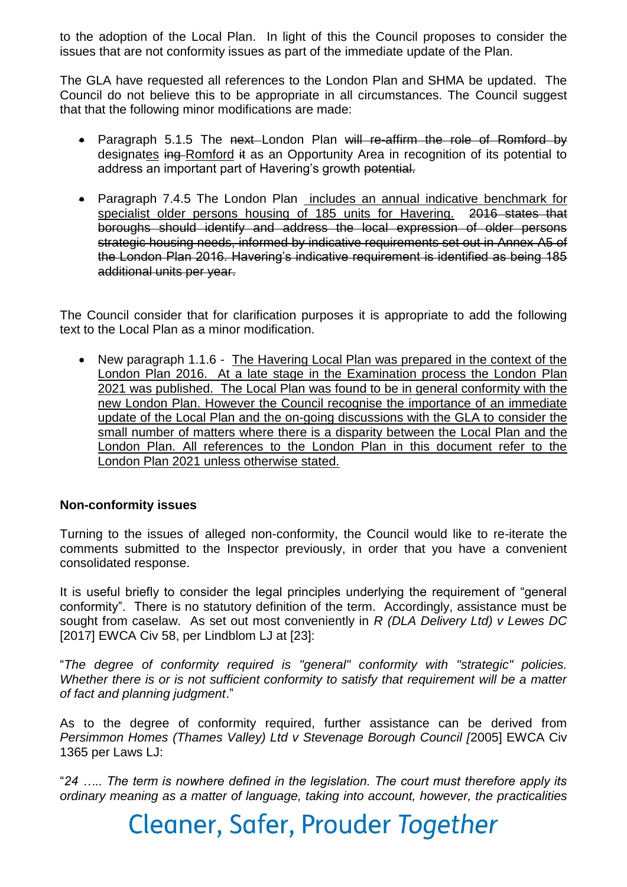to the adoption of the Local Plan. In light of this the Council proposes to consider the issues that are not conformity issues as part of the immediate update of the Plan.

The GLA have requested all references to the London Plan and SHMA be updated. The Council do not believe this to be appropriate in all circumstances. The Council suggest that that the following minor modifications are made:

- Paragraph 5.1.5 The ~~next~~ London Plan ~~will re-affirm the role of Romford by~~ designat<u>es</u> ~~ing~~ <u>Romford</u> ~~it~~ as an Opportunity Area in recognition of its potential to address an important part of Havering's growth ~~potential.~~

- Paragraph 7.4.5 The London Plan <u>includes an annual indicative benchmark for specialist older persons housing of 185 units for Havering.</u> ~~2016 states that boroughs should identify and address the local expression of older persons strategic housing needs, informed by indicative requirements set out in Annex A5 of the London Plan 2016. Havering's indicative requirement is identified as being 185 additional units per year.~~

The Council consider that for clarification purposes it is appropriate to add the following text to the Local Plan as a minor modification.

- New paragraph 1.1.6 - <u>The Havering Local Plan was prepared in the context of the London Plan 2016. At a late stage in the Examination process the London Plan 2021 was published. The Local Plan was found to be in general conformity with the new London Plan. However the Council recognise the importance of an immediate update of the Local Plan and the on-going discussions with the GLA to consider the small number of matters where there is a disparity between the Local Plan and the London Plan. All references to the London Plan in this document refer to the London Plan 2021 unless otherwise stated.</u>

**Non-conformity issues**

Turning to the issues of alleged non-conformity, the Council would like to re-iterate the comments submitted to the Inspector previously, in order that you have a convenient consolidated response.

It is useful briefly to consider the legal principles underlying the requirement of "general conformity". There is no statutory definition of the term. Accordingly, assistance must be sought from caselaw. As set out most conveniently in *R (DLA Delivery Ltd) v Lewes DC* [2017] EWCA Civ 58, per Lindblom LJ at [23]:

"*The degree of conformity required is "general" conformity with "strategic" policies. Whether there is or is not sufficient conformity to satisfy that requirement will be a matter of fact and planning judgment*."

As to the degree of conformity required, further assistance can be derived from *Persimmon Homes (Thames Valley) Ltd v Stevenage Borough Council [*2005] EWCA Civ 1365 per Laws LJ:

"*24 ….. The term is nowhere defined in the legislation. The court must therefore apply its ordinary meaning as a matter of language, taking into account, however, the practicalities*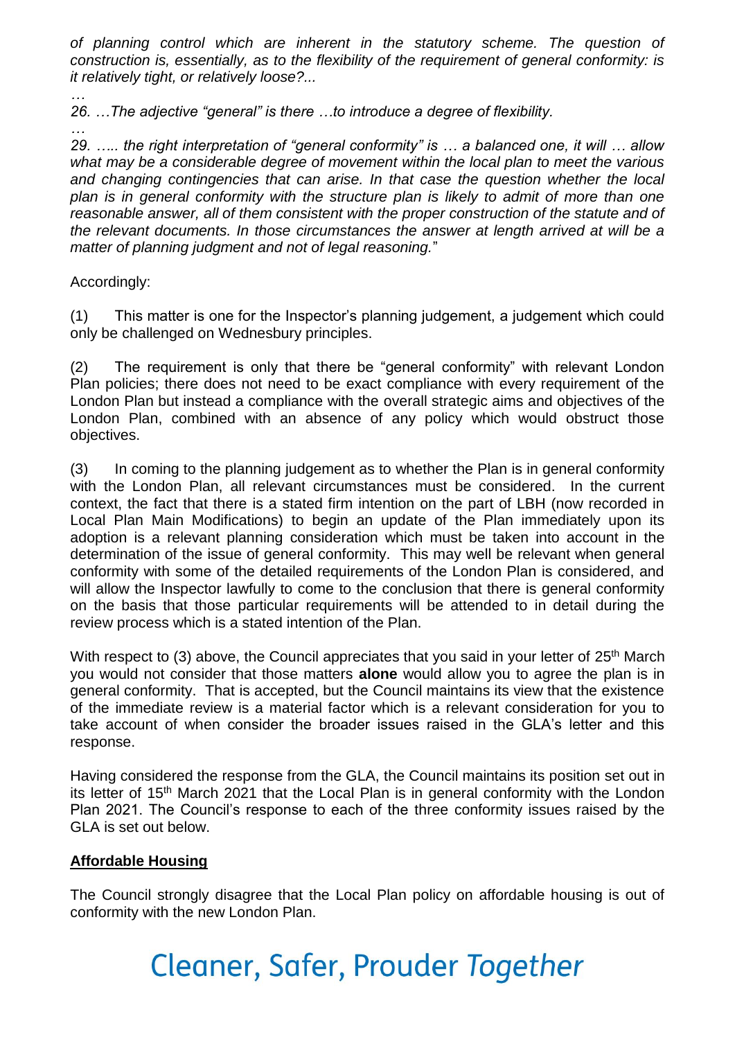*of planning control which are inherent in the statutory scheme. The question of construction is, essentially, as to the flexibility of the requirement of general conformity: is it relatively tight, or relatively loose?...*

*…*

*26. …The adjective "general" is there …to introduce a degree of flexibility.*

*…*

*29. ….. the right interpretation of "general conformity" is … a balanced one, it will … allow what may be a considerable degree of movement within the local plan to meet the various and changing contingencies that can arise. In that case the question whether the local plan is in general conformity with the structure plan is likely to admit of more than one reasonable answer, all of them consistent with the proper construction of the statute and of the relevant documents. In those circumstances the answer at length arrived at will be a matter of planning judgment and not of legal reasoning.*"

Accordingly:

(1) This matter is one for the Inspector's planning judgement, a judgement which could only be challenged on Wednesbury principles.

(2) The requirement is only that there be "general conformity" with relevant London Plan policies; there does not need to be exact compliance with every requirement of the London Plan but instead a compliance with the overall strategic aims and objectives of the London Plan, combined with an absence of any policy which would obstruct those objectives.

(3) In coming to the planning judgement as to whether the Plan is in general conformity with the London Plan, all relevant circumstances must be considered. In the current context, the fact that there is a stated firm intention on the part of LBH (now recorded in Local Plan Main Modifications) to begin an update of the Plan immediately upon its adoption is a relevant planning consideration which must be taken into account in the determination of the issue of general conformity. This may well be relevant when general conformity with some of the detailed requirements of the London Plan is considered, and will allow the Inspector lawfully to come to the conclusion that there is general conformity on the basis that those particular requirements will be attended to in detail during the review process which is a stated intention of the Plan.

With respect to (3) above, the Council appreciates that you said in your letter of 25th March you would not consider that those matters **alone** would allow you to agree the plan is in general conformity. That is accepted, but the Council maintains its view that the existence of the immediate review is a material factor which is a relevant consideration for you to take account of when consider the broader issues raised in the GLA's letter and this response.

Having considered the response from the GLA, the Council maintains its position set out in its letter of 15th March 2021 that the Local Plan is in general conformity with the London Plan 2021. The Council's response to each of the three conformity issues raised by the GLA is set out below.

**Affordable Housing**

The Council strongly disagree that the Local Plan policy on affordable housing is out of conformity with the new London Plan.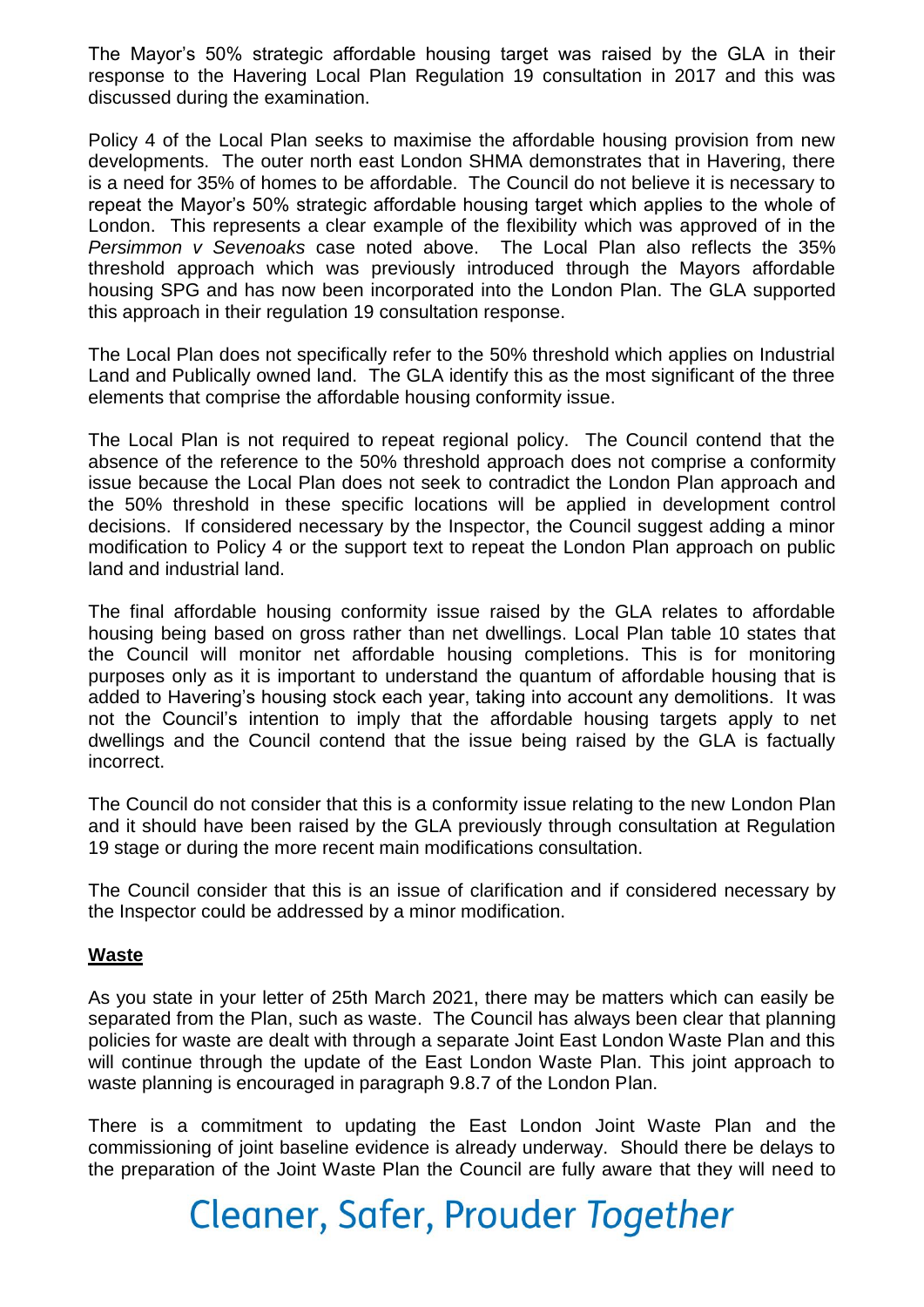The Mayor's 50% strategic affordable housing target was raised by the GLA in their response to the Havering Local Plan Regulation 19 consultation in 2017 and this was discussed during the examination.

Policy 4 of the Local Plan seeks to maximise the affordable housing provision from new developments. The outer north east London SHMA demonstrates that in Havering, there is a need for 35% of homes to be affordable. The Council do not believe it is necessary to repeat the Mayor's 50% strategic affordable housing target which applies to the whole of London. This represents a clear example of the flexibility which was approved of in the *Persimmon v Sevenoaks* case noted above. The Local Plan also reflects the 35% threshold approach which was previously introduced through the Mayors affordable housing SPG and has now been incorporated into the London Plan. The GLA supported this approach in their regulation 19 consultation response.

The Local Plan does not specifically refer to the 50% threshold which applies on Industrial Land and Publically owned land. The GLA identify this as the most significant of the three elements that comprise the affordable housing conformity issue.

The Local Plan is not required to repeat regional policy. The Council contend that the absence of the reference to the 50% threshold approach does not comprise a conformity issue because the Local Plan does not seek to contradict the London Plan approach and the 50% threshold in these specific locations will be applied in development control decisions. If considered necessary by the Inspector, the Council suggest adding a minor modification to Policy 4 or the support text to repeat the London Plan approach on public land and industrial land.

The final affordable housing conformity issue raised by the GLA relates to affordable housing being based on gross rather than net dwellings. Local Plan table 10 states that the Council will monitor net affordable housing completions. This is for monitoring purposes only as it is important to understand the quantum of affordable housing that is added to Havering's housing stock each year, taking into account any demolitions. It was not the Council's intention to imply that the affordable housing targets apply to net dwellings and the Council contend that the issue being raised by the GLA is factually incorrect.

The Council do not consider that this is a conformity issue relating to the new London Plan and it should have been raised by the GLA previously through consultation at Regulation 19 stage or during the more recent main modifications consultation.

The Council consider that this is an issue of clarification and if considered necessary by the Inspector could be addressed by a minor modification.

**Waste**

As you state in your letter of 25th March 2021, there may be matters which can easily be separated from the Plan, such as waste. The Council has always been clear that planning policies for waste are dealt with through a separate Joint East London Waste Plan and this will continue through the update of the East London Waste Plan. This joint approach to waste planning is encouraged in paragraph 9.8.7 of the London Plan.

There is a commitment to updating the East London Joint Waste Plan and the commissioning of joint baseline evidence is already underway. Should there be delays to the preparation of the Joint Waste Plan the Council are fully aware that they will need to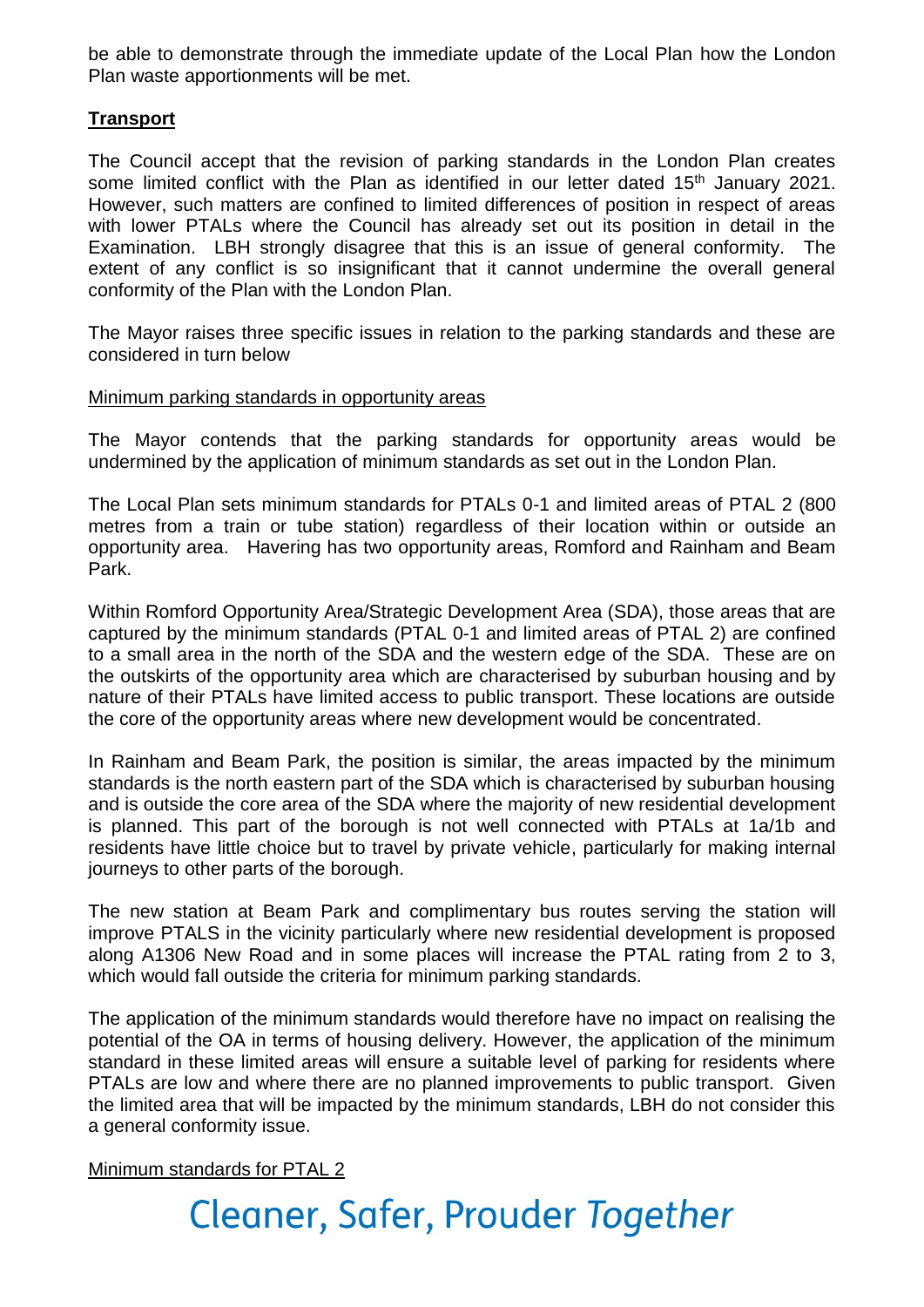be able to demonstrate through the immediate update of the Local Plan how the London Plan waste apportionments will be met.

## **Transport**

The Council accept that the revision of parking standards in the London Plan creates some limited conflict with the Plan as identified in our letter dated 15th January 2021. However, such matters are confined to limited differences of position in respect of areas with lower PTALs where the Council has already set out its position in detail in the Examination. LBH strongly disagree that this is an issue of general conformity. The extent of any conflict is so insignificant that it cannot undermine the overall general conformity of the Plan with the London Plan.

The Mayor raises three specific issues in relation to the parking standards and these are considered in turn below

### Minimum parking standards in opportunity areas

The Mayor contends that the parking standards for opportunity areas would be undermined by the application of minimum standards as set out in the London Plan.

The Local Plan sets minimum standards for PTALs 0-1 and limited areas of PTAL 2 (800 metres from a train or tube station) regardless of their location within or outside an opportunity area. Havering has two opportunity areas, Romford and Rainham and Beam Park.

Within Romford Opportunity Area/Strategic Development Area (SDA), those areas that are captured by the minimum standards (PTAL 0-1 and limited areas of PTAL 2) are confined to a small area in the north of the SDA and the western edge of the SDA. These are on the outskirts of the opportunity area which are characterised by suburban housing and by nature of their PTALs have limited access to public transport. These locations are outside the core of the opportunity areas where new development would be concentrated.

In Rainham and Beam Park, the position is similar, the areas impacted by the minimum standards is the north eastern part of the SDA which is characterised by suburban housing and is outside the core area of the SDA where the majority of new residential development is planned. This part of the borough is not well connected with PTALs at 1a/1b and residents have little choice but to travel by private vehicle, particularly for making internal journeys to other parts of the borough.

The new station at Beam Park and complimentary bus routes serving the station will improve PTALS in the vicinity particularly where new residential development is proposed along A1306 New Road and in some places will increase the PTAL rating from 2 to 3, which would fall outside the criteria for minimum parking standards.

The application of the minimum standards would therefore have no impact on realising the potential of the OA in terms of housing delivery. However, the application of the minimum standard in these limited areas will ensure a suitable level of parking for residents where PTALs are low and where there are no planned improvements to public transport. Given the limited area that will be impacted by the minimum standards, LBH do not consider this a general conformity issue.

### Minimum standards for PTAL 2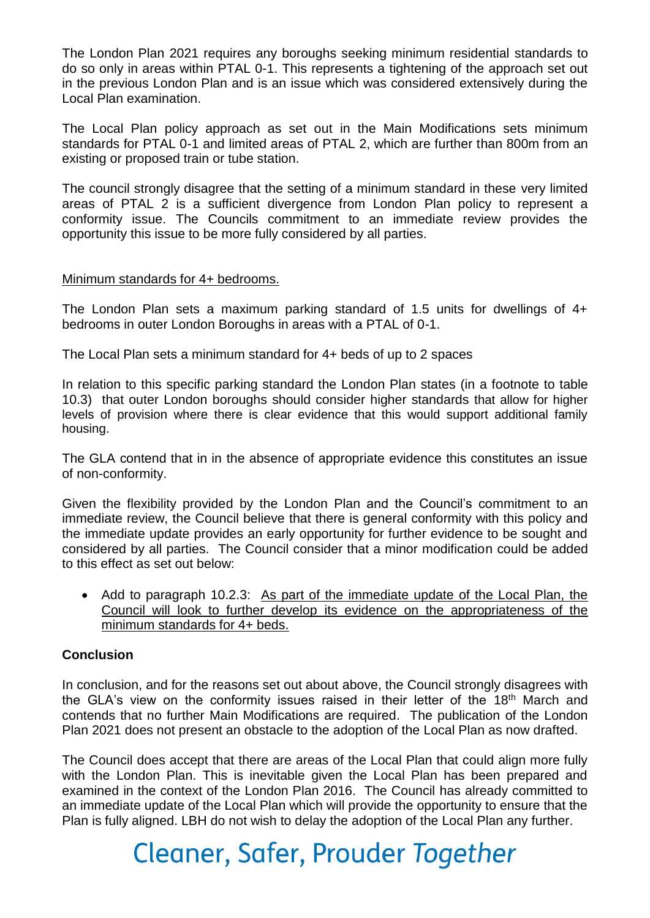The London Plan 2021 requires any boroughs seeking minimum residential standards to do so only in areas within PTAL 0-1. This represents a tightening of the approach set out in the previous London Plan and is an issue which was considered extensively during the Local Plan examination.

The Local Plan policy approach as set out in the Main Modifications sets minimum standards for PTAL 0-1 and limited areas of PTAL 2, which are further than 800m from an existing or proposed train or tube station.

The council strongly disagree that the setting of a minimum standard in these very limited areas of PTAL 2 is a sufficient divergence from London Plan policy to represent a conformity issue. The Councils commitment to an immediate review provides the opportunity this issue to be more fully considered by all parties.

<u>Minimum standards for 4+ bedrooms.</u>

The London Plan sets a maximum parking standard of 1.5 units for dwellings of 4+ bedrooms in outer London Boroughs in areas with a PTAL of 0-1.

The Local Plan sets a minimum standard for 4+ beds of up to 2 spaces

In relation to this specific parking standard the London Plan states (in a footnote to table 10.3) that outer London boroughs should consider higher standards that allow for higher levels of provision where there is clear evidence that this would support additional family housing.

The GLA contend that in in the absence of appropriate evidence this constitutes an issue of non-conformity.

Given the flexibility provided by the London Plan and the Council's commitment to an immediate review, the Council believe that there is general conformity with this policy and the immediate update provides an early opportunity for further evidence to be sought and considered by all parties. The Council consider that a minor modification could be added to this effect as set out below:

- Add to paragraph 10.2.3: <u>As part of the immediate update of the Local Plan, the Council will look to further develop its evidence on the appropriateness of the minimum standards for 4+ beds.</u>

**Conclusion**

In conclusion, and for the reasons set out about above, the Council strongly disagrees with the GLA's view on the conformity issues raised in their letter of the 18th March and contends that no further Main Modifications are required. The publication of the London Plan 2021 does not present an obstacle to the adoption of the Local Plan as now drafted.

The Council does accept that there are areas of the Local Plan that could align more fully with the London Plan. This is inevitable given the Local Plan has been prepared and examined in the context of the London Plan 2016. The Council has already committed to an immediate update of the Local Plan which will provide the opportunity to ensure that the Plan is fully aligned. LBH do not wish to delay the adoption of the Local Plan any further.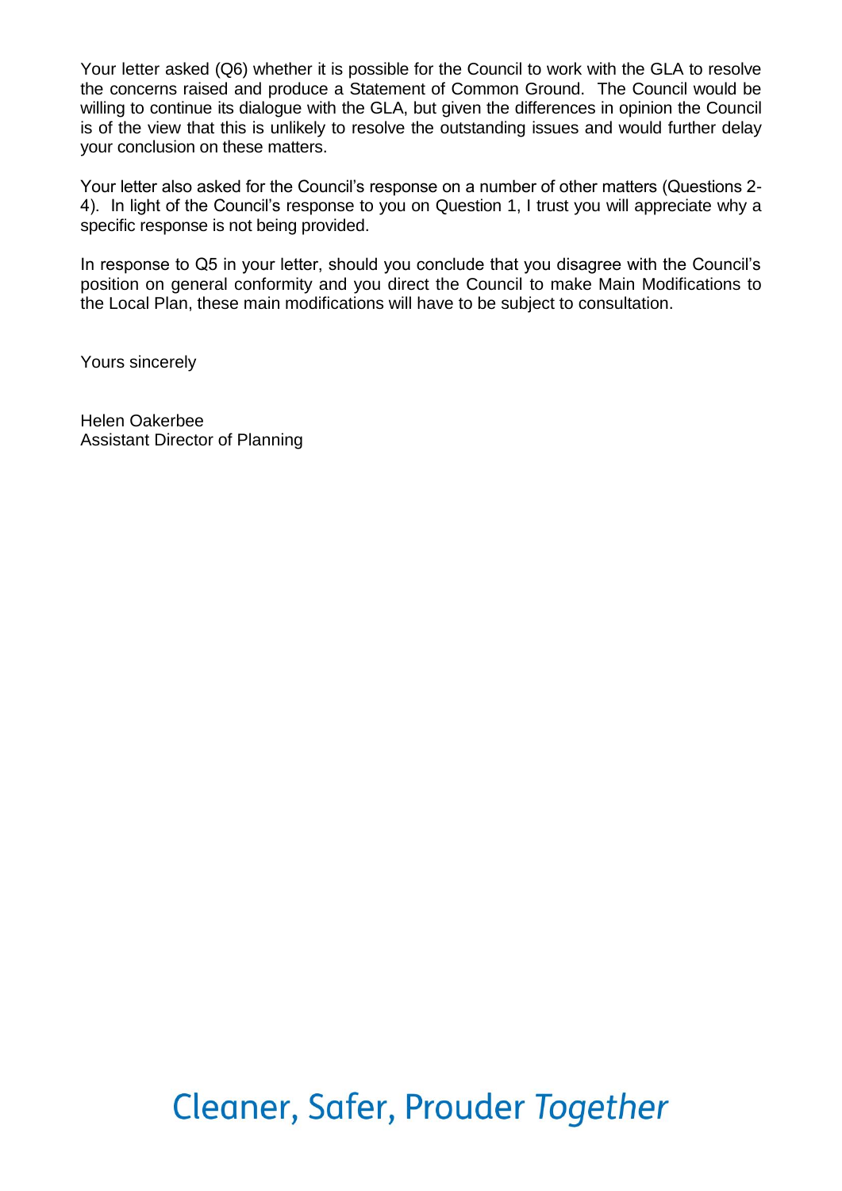Your letter asked (Q6) whether it is possible for the Council to work with the GLA to resolve the concerns raised and produce a Statement of Common Ground. The Council would be willing to continue its dialogue with the GLA, but given the differences in opinion the Council is of the view that this is unlikely to resolve the outstanding issues and would further delay your conclusion on these matters.

Your letter also asked for the Council's response on a number of other matters (Questions 2-4). In light of the Council's response to you on Question 1, I trust you will appreciate why a specific response is not being provided.

In response to Q5 in your letter, should you conclude that you disagree with the Council's position on general conformity and you direct the Council to make Main Modifications to the Local Plan, these main modifications will have to be subject to consultation.

Yours sincerely

Helen Oakerbee
Assistant Director of Planning